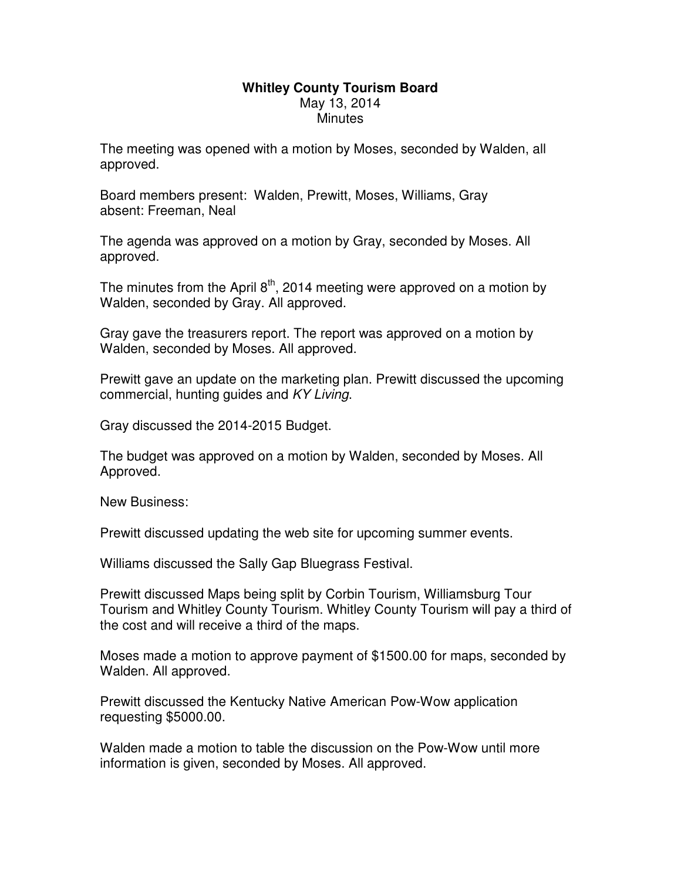# Whitley County Tourism Board

May 13, 2014
Minutes

The meeting was opened with a motion by Moses, seconded by Walden, all approved.

Board members present: Walden, Prewitt, Moses, Williams, Gray
absent: Freeman, Neal

The agenda was approved on a motion by Gray, seconded by Moses. All approved.

The minutes from the April 8th, 2014 meeting were approved on a motion by Walden, seconded by Gray. All approved.

Gray gave the treasurers report. The report was approved on a motion by Walden, seconded by Moses. All approved.

Prewitt gave an update on the marketing plan. Prewitt discussed the upcoming commercial, hunting guides and *KY Living*.

Gray discussed the 2014-2015 Budget.

The budget was approved on a motion by Walden, seconded by Moses. All Approved.

New Business:

Prewitt discussed updating the web site for upcoming summer events.

Williams discussed the Sally Gap Bluegrass Festival.

Prewitt discussed Maps being split by Corbin Tourism, Williamsburg Tour Tourism and Whitley County Tourism. Whitley County Tourism will pay a third of the cost and will receive a third of the maps.

Moses made a motion to approve payment of $1500.00 for maps, seconded by Walden. All approved.

Prewitt discussed the Kentucky Native American Pow-Wow application requesting $5000.00.

Walden made a motion to table the discussion on the Pow-Wow until more information is given, seconded by Moses. All approved.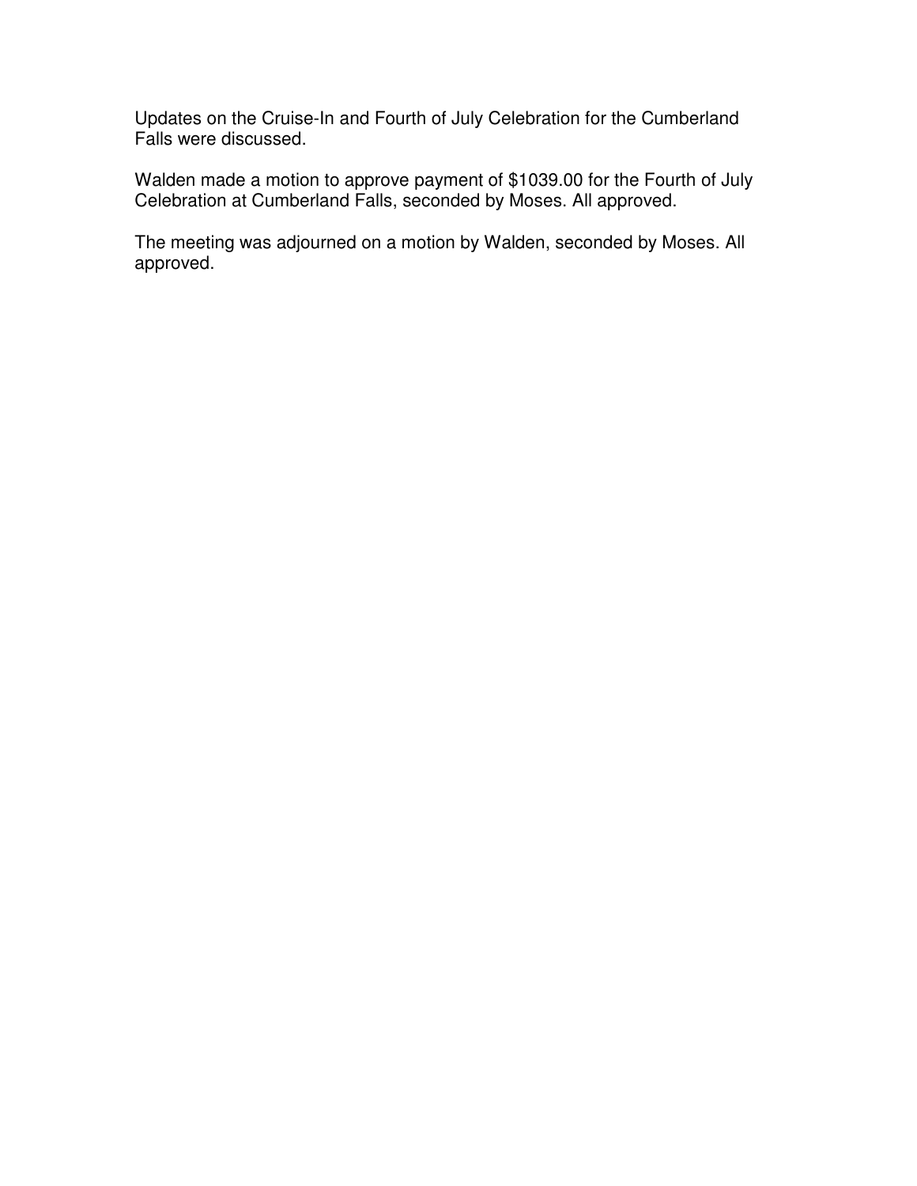Updates on the Cruise-In and Fourth of July Celebration for the Cumberland Falls were discussed.

Walden made a motion to approve payment of $1039.00 for the Fourth of July Celebration at Cumberland Falls, seconded by Moses. All approved.

The meeting was adjourned on a motion by Walden, seconded by Moses. All approved.